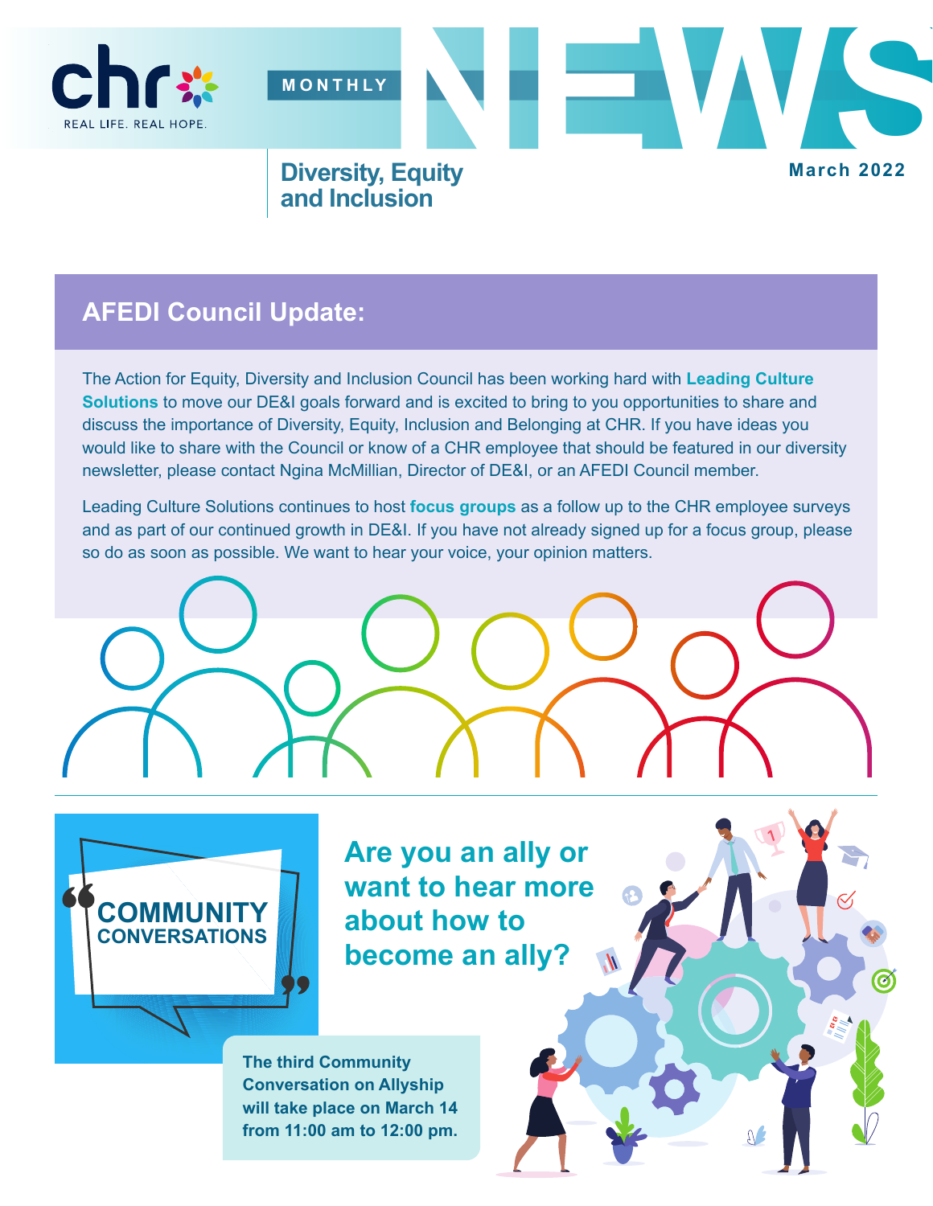chr REAL LIFE. REAL HOPE.

MONTHLY NEWS

# Diversity, Equity and Inclusion

March 2022

## AFEDI Council Update:

The Action for Equity, Diversity and Inclusion Council has been working hard with **Leading Culture Solutions** to move our DE&I goals forward and is excited to bring to you opportunities to share and discuss the importance of Diversity, Equity, Inclusion and Belonging at CHR. If you have ideas you would like to share with the Council or know of a CHR employee that should be featured in our diversity newsletter, please contact Ngina McMillian, Director of DE&I, or an AFEDI Council member.

Leading Culture Solutions continues to host **focus groups** as a follow up to the CHR employee surveys and as part of our continued growth in DE&I. If you have not already signed up for a focus group, please so do as soon as possible. We want to hear your voice, your opinion matters.

---

**COMMUNITY CONVERSATIONS**

## Are you an ally or want to hear more about how to become an ally?

**The third Community Conversation on Allyship will take place on March 14 from 11:00 am to 12:00 pm.**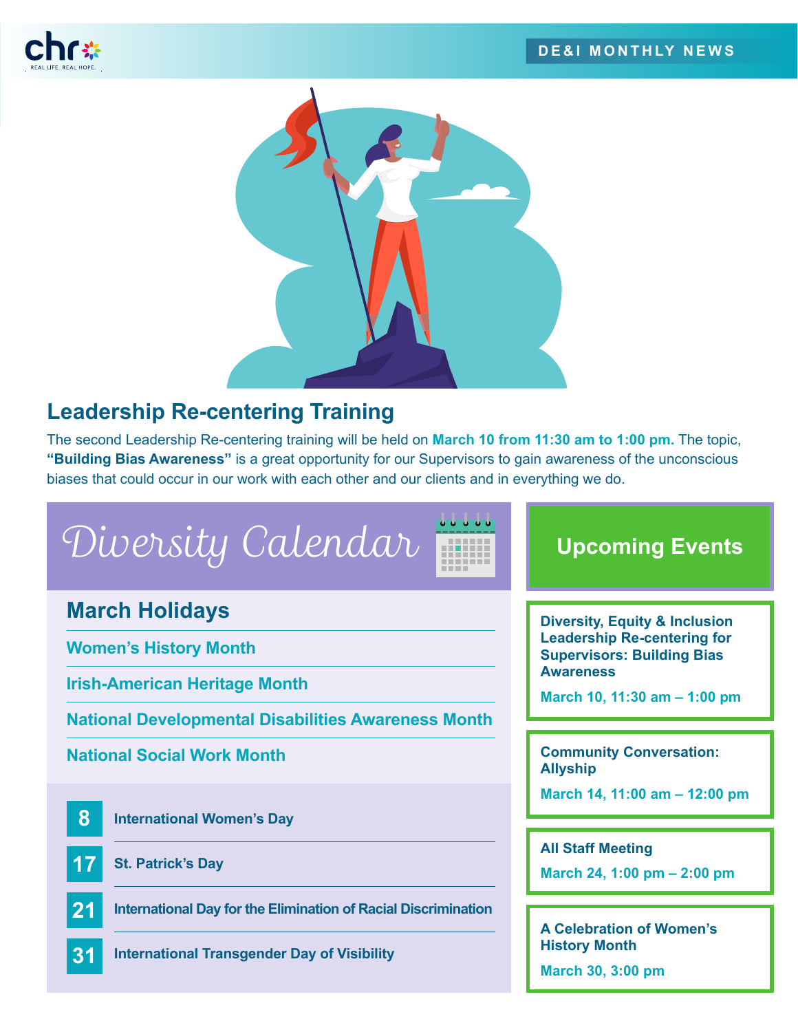chr
REAL LIFE. REAL HOPE.

DE&I MONTHLY NEWS

## Leadership Re-centering Training

The second Leadership Re-centering training will be held on **March 10 from 11:30 am to 1:00 pm.** The topic, **"Building Bias Awareness"** is a great opportunity for our Supervisors to gain awareness of the unconscious biases that could occur in our work with each other and our clients and in everything we do.

## Diversity Calendar

### March Holidays

**Women's History Month**

**Irish-American Heritage Month**

**National Developmental Disabilities Awareness Month**

**National Social Work Month**

**8** International Women's Day

**17** St. Patrick's Day

**21** International Day for the Elimination of Racial Discrimination

**31** International Transgender Day of Visibility

## Upcoming Events

**Diversity, Equity & Inclusion Leadership Re-centering for Supervisors: Building Bias Awareness**
March 10, 11:30 am – 1:00 pm

**Community Conversation: Allyship**
March 14, 11:00 am – 12:00 pm

**All Staff Meeting**
March 24, 1:00 pm – 2:00 pm

**A Celebration of Women's History Month**
March 30, 3:00 pm